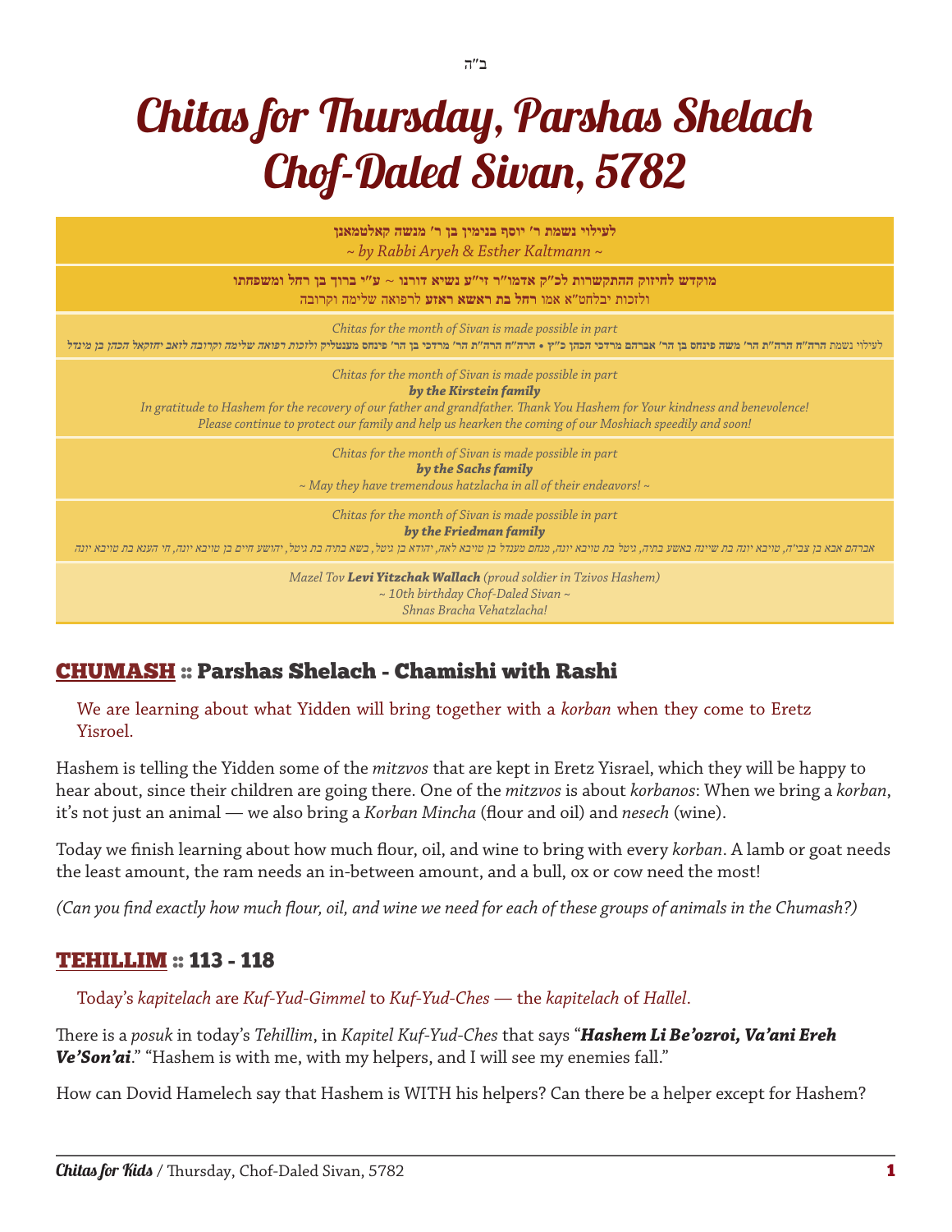ב"ה

# Chitas for Thursday, Parshas Shelach Chof-Daled Sivan, 5782

**לעילוי נשמת ר' יוסף בנימין בן ר' מנשה קאלטמאנן**
*~ by Rabbi Aryeh & Esther Kaltmann ~*

**מוקדש לחיזוק ההתקשרות לכ"ק אדמו"ר זי"ע נשיא דורנו ~ ע"י ברוך בן רחל ומשפחתו**
ולזכות יבלחט"א אמו **רחל בת ראשא ראזע** לרפואה שלימה וקרובה

*Chitas for the month of Sivan is made possible in part*
*לעילוי נשמת הרה"ח הרה"ת הר' משה פינחס בן הר' אברהם מרדכי הכהן כ"ץ • הרה"ח הרה"ת הר' מרדכי בן הר' פינחס מענטליק ולזכות רפואה שלימה וקרובה לזאב יחזקאל הכהן בן מינדל*

*Chitas for the month of Sivan is made possible in part*
***by the Kirstein family***
*In gratitude to Hashem for the recovery of our father and grandfather. Thank You Hashem for Your kindness and benevolence!*
*Please continue to protect our family and help us hearken the coming of our Moshiach speedily and soon!*

*Chitas for the month of Sivan is made possible in part*
***by the Sachs family***
*~ May they have tremendous hatzlacha in all of their endeavors! ~*

*Chitas for the month of Sivan is made possible in part*
***by the Friedman family***
*אברהם אבא בן צבי'ה, טויבא יונה בת שיינה באשע בתיה, גיטל בת טויבא יונה, מנחם מענדל בן טויבא לאה, יהודא בן גיטל, בשא בתיה בת גיטל, יהושע חיים בן טויבא יונה, חי הענא בת טויבא יונה*

*Mazel Tov **Levi Yitzchak Wallach** (proud soldier in Tzivos Hashem)*
*~ 10th birthday Chof-Daled Sivan ~*
*Shnas Bracha Vehatzlacha!*

## CHUMASH :: Parshas Shelach - Chamishi with Rashi

We are learning about what Yidden will bring together with a *korban* when they come to Eretz Yisroel.

Hashem is telling the Yidden some of the *mitzvos* that are kept in Eretz Yisrael, which they will be happy to hear about, since their children are going there. One of the *mitzvos* is about *korbanos*: When we bring a *korban*, it's not just an animal — we also bring a *Korban Mincha* (flour and oil) and *nesech* (wine).

Today we finish learning about how much flour, oil, and wine to bring with every *korban*. A lamb or goat needs the least amount, the ram needs an in-between amount, and a bull, ox or cow need the most!

*(Can you find exactly how much flour, oil, and wine we need for each of these groups of animals in the Chumash?)*

## TEHILLIM :: 113 - 118

Today's *kapitelach* are *Kuf-Yud-Gimmel* to *Kuf-Yud-Ches* — the *kapitelach* of *Hallel*.

There is a *posuk* in today's *Tehillim*, in *Kapitel Kuf-Yud-Ches* that says "***Hashem Li Be'ozroi, Va'ani Ereh Ve'Son'ai***." "Hashem is with me, with my helpers, and I will see my enemies fall."

How can Dovid Hamelech say that Hashem is WITH his helpers? Can there be a helper except for Hashem?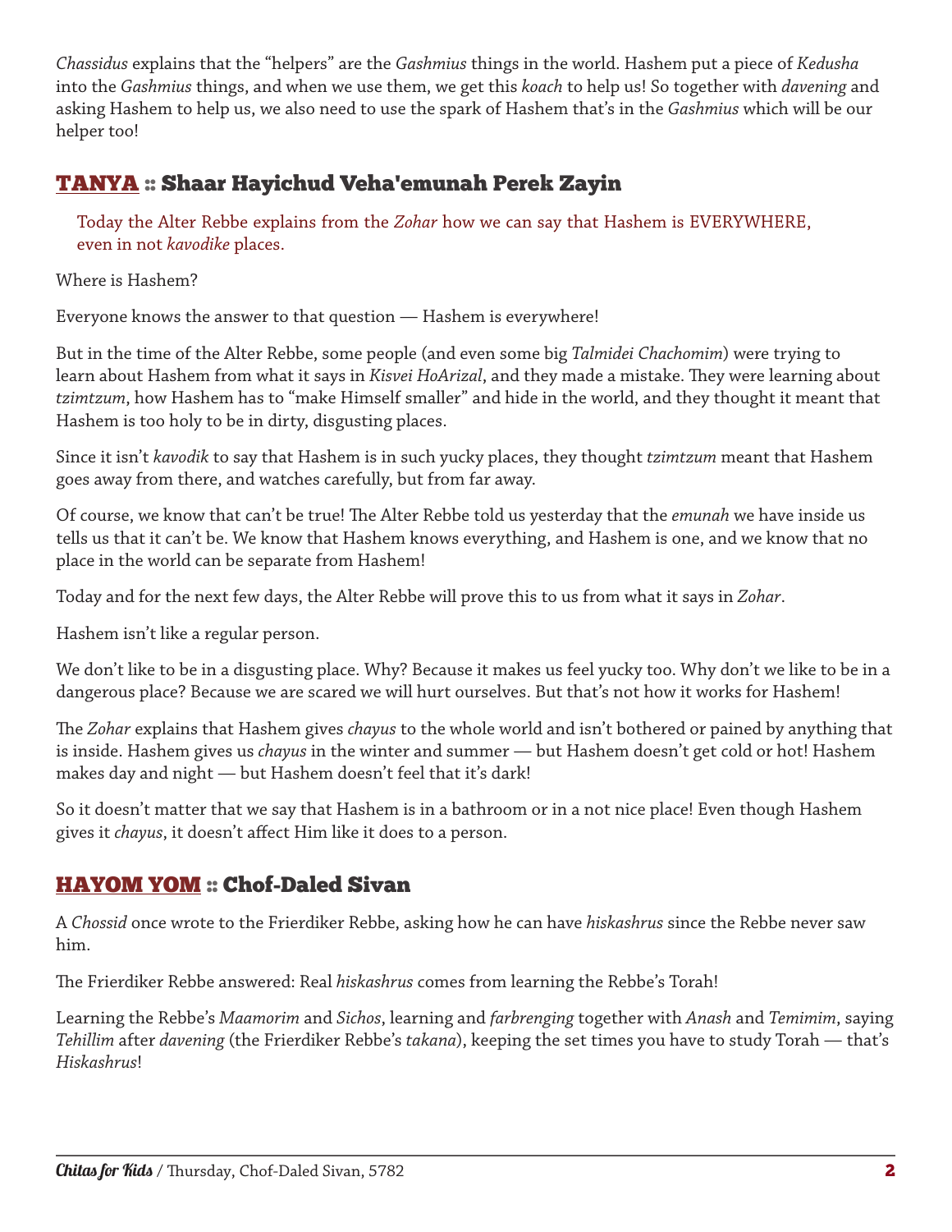*Chassidus* explains that the "helpers" are the *Gashmius* things in the world. Hashem put a piece of *Kedusha* into the *Gashmius* things, and when we use them, we get this *koach* to help us! So together with *davening* and asking Hashem to help us, we also need to use the spark of Hashem that's in the *Gashmius* which will be our helper too!

## TANYA :: Shaar Hayichud Veha'emunah Perek Zayin

Today the Alter Rebbe explains from the *Zohar* how we can say that Hashem is EVERYWHERE, even in not *kavodike* places.

Where is Hashem?

Everyone knows the answer to that question — Hashem is everywhere!

But in the time of the Alter Rebbe, some people (and even some big *Talmidei Chachomim*) were trying to learn about Hashem from what it says in *Kisvei HoArizal*, and they made a mistake. They were learning about *tzimtzum*, how Hashem has to "make Himself smaller" and hide in the world, and they thought it meant that Hashem is too holy to be in dirty, disgusting places.

Since it isn't *kavodik* to say that Hashem is in such yucky places, they thought *tzimtzum* meant that Hashem goes away from there, and watches carefully, but from far away.

Of course, we know that can't be true! The Alter Rebbe told us yesterday that the *emunah* we have inside us tells us that it can't be. We know that Hashem knows everything, and Hashem is one, and we know that no place in the world can be separate from Hashem!

Today and for the next few days, the Alter Rebbe will prove this to us from what it says in *Zohar*.

Hashem isn't like a regular person.

We don't like to be in a disgusting place. Why? Because it makes us feel yucky too. Why don't we like to be in a dangerous place? Because we are scared we will hurt ourselves. But that's not how it works for Hashem!

The *Zohar* explains that Hashem gives *chayus* to the whole world and isn't bothered or pained by anything that is inside. Hashem gives us *chayus* in the winter and summer — but Hashem doesn't get cold or hot! Hashem makes day and night — but Hashem doesn't feel that it's dark!

So it doesn't matter that we say that Hashem is in a bathroom or in a not nice place! Even though Hashem gives it *chayus*, it doesn't affect Him like it does to a person.

## HAYOM YOM :: Chof-Daled Sivan

A *Chossid* once wrote to the Frierdiker Rebbe, asking how he can have *hiskashrus* since the Rebbe never saw him.

The Frierdiker Rebbe answered: Real *hiskashrus* comes from learning the Rebbe's Torah!

Learning the Rebbe's *Maamorim* and *Sichos*, learning and *farbrenging* together with *Anash* and *Temimim*, saying *Tehillim* after *davening* (the Frierdiker Rebbe's *takana*), keeping the set times you have to study Torah — that's *Hiskashrus*!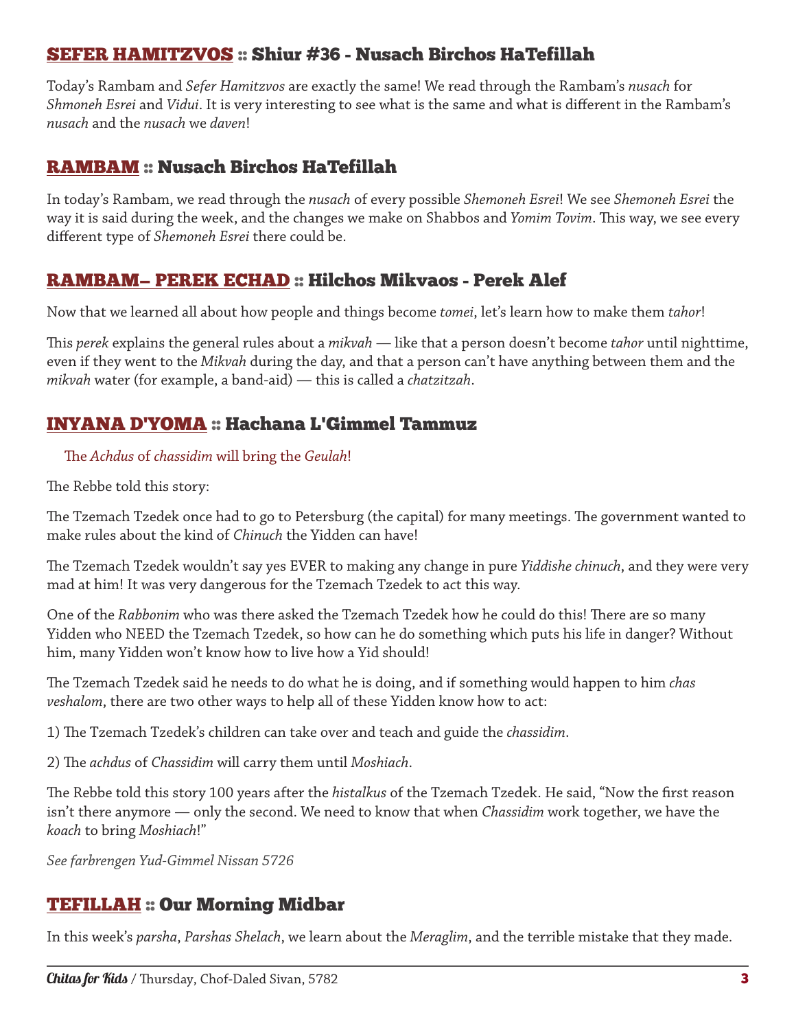## SEFER HAMITZVOS :: Shiur #36 - Nusach Birchos HaTefillah

Today's Rambam and *Sefer Hamitzvos* are exactly the same! We read through the Rambam's *nusach* for *Shmoneh Esrei* and *Vidui*. It is very interesting to see what is the same and what is different in the Rambam's *nusach* and the *nusach* we *daven*!

## RAMBAM :: Nusach Birchos HaTefillah

In today's Rambam, we read through the *nusach* of every possible *Shemoneh Esrei*! We see *Shemoneh Esrei* the way it is said during the week, and the changes we make on Shabbos and *Yomim Tovim*. This way, we see every different type of *Shemoneh Esrei* there could be.

## RAMBAM– PEREK ECHAD :: Hilchos Mikvaos - Perek Alef

Now that we learned all about how people and things become *tomei*, let's learn how to make them *tahor*!

This *perek* explains the general rules about a *mikvah* — like that a person doesn't become *tahor* until nighttime, even if they went to the *Mikvah* during the day, and that a person can't have anything between them and the *mikvah* water (for example, a band-aid) — this is called a *chatzitzah*.

## INYANA D'YOMA :: Hachana L'Gimmel Tammuz

The *Achdus* of *chassidim* will bring the *Geulah*!

The Rebbe told this story:

The Tzemach Tzedek once had to go to Petersburg (the capital) for many meetings. The government wanted to make rules about the kind of *Chinuch* the Yidden can have!

The Tzemach Tzedek wouldn't say yes EVER to making any change in pure *Yiddishe chinuch*, and they were very mad at him! It was very dangerous for the Tzemach Tzedek to act this way.

One of the *Rabbonim* who was there asked the Tzemach Tzedek how he could do this! There are so many Yidden who NEED the Tzemach Tzedek, so how can he do something which puts his life in danger? Without him, many Yidden won't know how to live how a Yid should!

The Tzemach Tzedek said he needs to do what he is doing, and if something would happen to him *chas veshalom*, there are two other ways to help all of these Yidden know how to act:

1) The Tzemach Tzedek's children can take over and teach and guide the *chassidim*.

2) The *achdus* of *Chassidim* will carry them until *Moshiach*.

The Rebbe told this story 100 years after the *histalkus* of the Tzemach Tzedek. He said, "Now the first reason isn't there anymore — only the second. We need to know that when *Chassidim* work together, we have the *koach* to bring *Moshiach*!"

*See farbrengen Yud-Gimmel Nissan 5726*

## TEFILLAH :: Our Morning Midbar

In this week's *parsha*, *Parshas Shelach*, we learn about the *Meraglim*, and the terrible mistake that they made.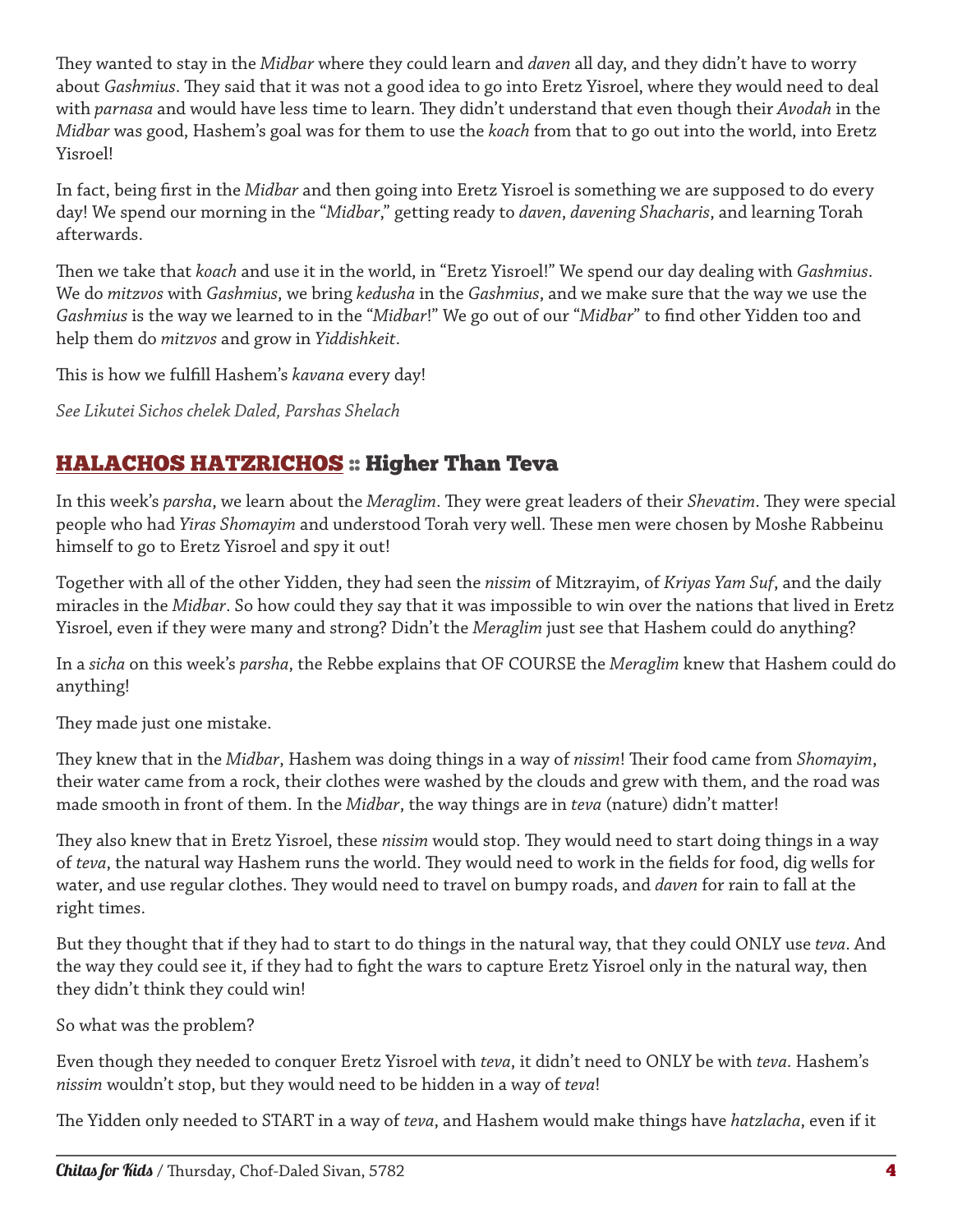They wanted to stay in the *Midbar* where they could learn and *daven* all day, and they didn't have to worry about *Gashmius*. They said that it was not a good idea to go into Eretz Yisroel, where they would need to deal with *parnasa* and would have less time to learn. They didn't understand that even though their *Avodah* in the *Midbar* was good, Hashem's goal was for them to use the *koach* from that to go out into the world, into Eretz Yisroel!

In fact, being first in the *Midbar* and then going into Eretz Yisroel is something we are supposed to do every day! We spend our morning in the "*Midbar*," getting ready to *daven*, *davening Shacharis*, and learning Torah afterwards.

Then we take that *koach* and use it in the world, in "Eretz Yisroel!" We spend our day dealing with *Gashmius*. We do *mitzvos* with *Gashmius*, we bring *kedusha* in the *Gashmius*, and we make sure that the way we use the *Gashmius* is the way we learned to in the "*Midbar*!" We go out of our "*Midbar*" to find other Yidden too and help them do *mitzvos* and grow in *Yiddishkeit*.

This is how we fulfill Hashem's *kavana* every day!

*See Likutei Sichos chelek Daled, Parshas Shelach*

## HALACHOS HATZRICHOS :: Higher Than Teva

In this week's *parsha*, we learn about the *Meraglim*. They were great leaders of their *Shevatim*. They were special people who had *Yiras Shomayim* and understood Torah very well. These men were chosen by Moshe Rabbeinu himself to go to Eretz Yisroel and spy it out!

Together with all of the other Yidden, they had seen the *nissim* of Mitzrayim, of *Kriyas Yam Suf*, and the daily miracles in the *Midbar*. So how could they say that it was impossible to win over the nations that lived in Eretz Yisroel, even if they were many and strong? Didn't the *Meraglim* just see that Hashem could do anything?

In a *sicha* on this week's *parsha*, the Rebbe explains that OF COURSE the *Meraglim* knew that Hashem could do anything!

They made just one mistake.

They knew that in the *Midbar*, Hashem was doing things in a way of *nissim*! Their food came from *Shomayim*, their water came from a rock, their clothes were washed by the clouds and grew with them, and the road was made smooth in front of them. In the *Midbar*, the way things are in *teva* (nature) didn't matter!

They also knew that in Eretz Yisroel, these *nissim* would stop. They would need to start doing things in a way of *teva*, the natural way Hashem runs the world. They would need to work in the fields for food, dig wells for water, and use regular clothes. They would need to travel on bumpy roads, and *daven* for rain to fall at the right times.

But they thought that if they had to start to do things in the natural way, that they could ONLY use *teva*. And the way they could see it, if they had to fight the wars to capture Eretz Yisroel only in the natural way, then they didn't think they could win!

So what was the problem?

Even though they needed to conquer Eretz Yisroel with *teva*, it didn't need to ONLY be with *teva*. Hashem's *nissim* wouldn't stop, but they would need to be hidden in a way of *teva*!

The Yidden only needed to START in a way of *teva*, and Hashem would make things have *hatzlacha*, even if it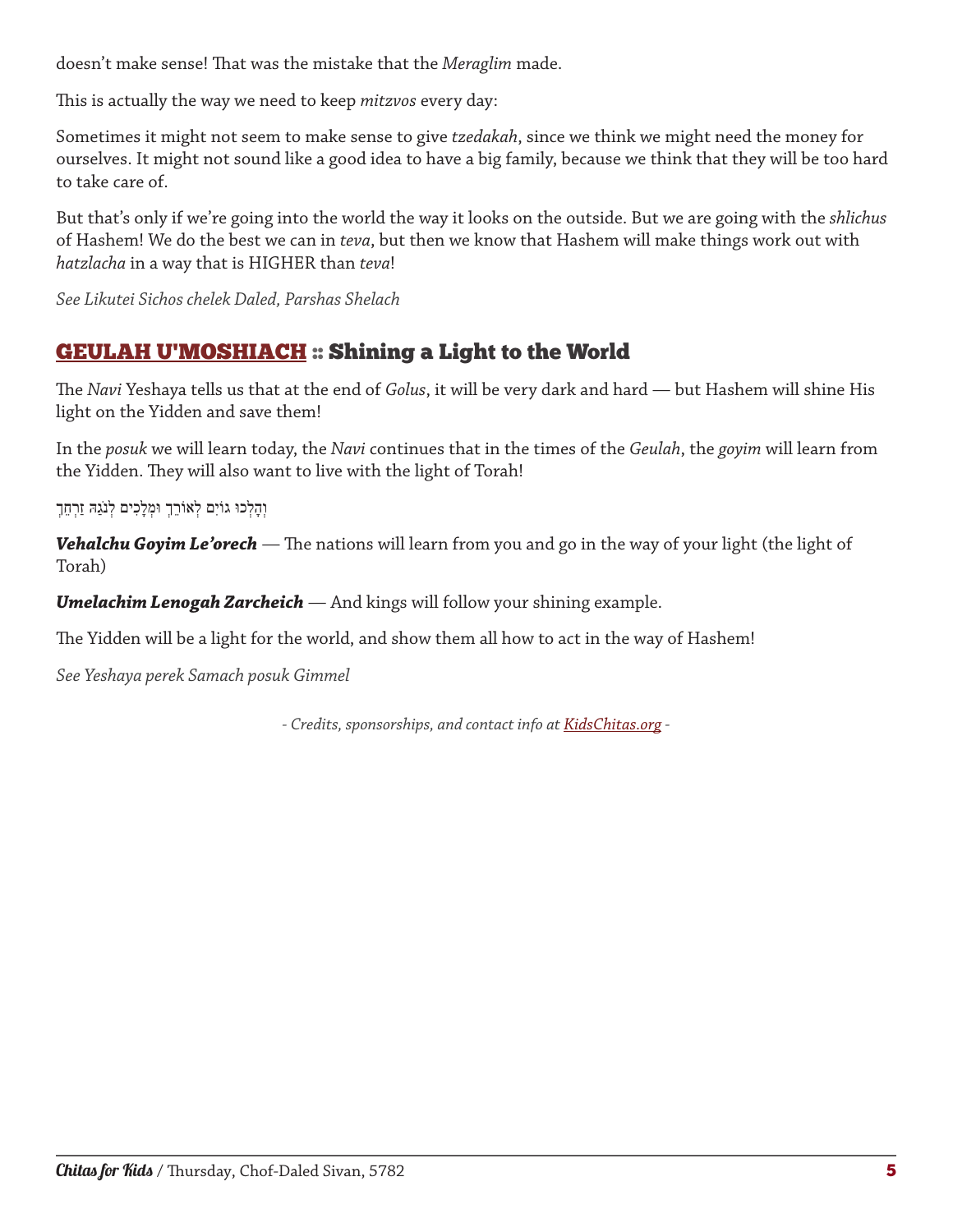doesn't make sense! That was the mistake that the *Meraglim* made.

This is actually the way we need to keep *mitzvos* every day:

Sometimes it might not seem to make sense to give *tzedakah*, since we think we might need the money for ourselves. It might not sound like a good idea to have a big family, because we think that they will be too hard to take care of.

But that's only if we're going into the world the way it looks on the outside. But we are going with the *shlichus* of Hashem! We do the best we can in *teva*, but then we know that Hashem will make things work out with *hatzlacha* in a way that is HIGHER than *teva*!

*See Likutei Sichos chelek Daled, Parshas Shelach*

## GEULAH U'MOSHIACH :: Shining a Light to the World

The *Navi* Yeshaya tells us that at the end of *Golus*, it will be very dark and hard — but Hashem will shine His light on the Yidden and save them!

In the *posuk* we will learn today, the *Navi* continues that in the times of the *Geulah*, the *goyim* will learn from the Yidden. They will also want to live with the light of Torah!

וְהָלְכוּ גוֹיִם לְאוֹרֵךְ וּמְלָכִים לְנֹגַהּ זַרְחֵךְ

***Vehalchu Goyim Le'orech*** — The nations will learn from you and go in the way of your light (the light of Torah)

***Umelachim Lenogah Zarcheich*** — And kings will follow your shining example.

The Yidden will be a light for the world, and show them all how to act in the way of Hashem!

*See Yeshaya perek Samach posuk Gimmel*

*- Credits, sponsorships, and contact info at KidsChitas.org -*